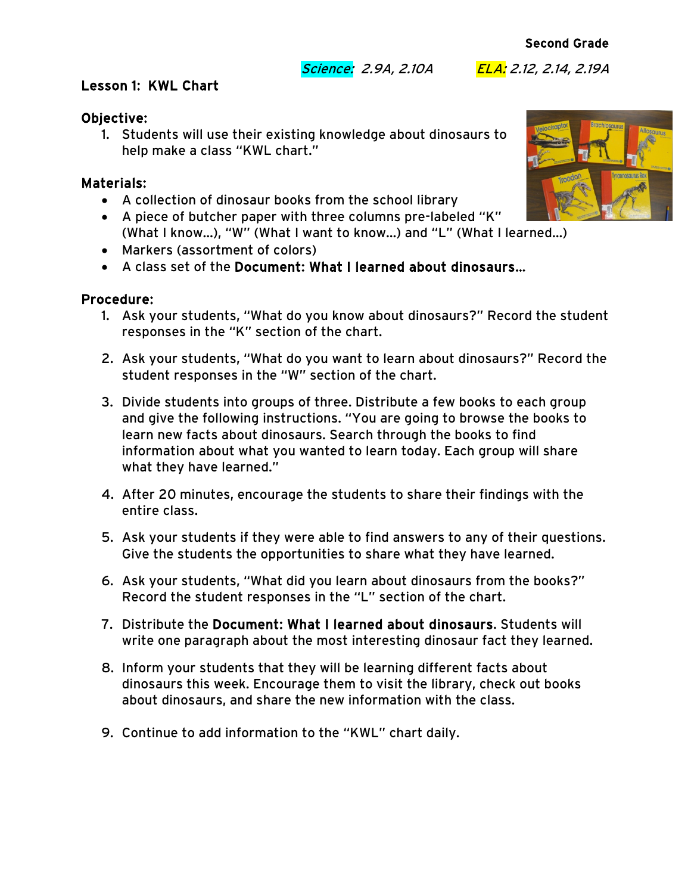Second Grade

*Science:* *2.9A, 2.10A* *ELA:* *2.12, 2.14, 2.19A*

## Lesson 1: KWL Chart

**Objective:**

1. Students will use their existing knowledge about dinosaurs to help make a class "KWL chart."

**Materials:**

- A collection of dinosaur books from the school library
- A piece of butcher paper with three columns pre-labeled "K" (What I know…), "W" (What I want to know…) and "L" (What I learned…)
- Markers (assortment of colors)
- A class set of the **Document: What I learned about dinosaurs…**

**Procedure:**

1. Ask your students, "What do you know about dinosaurs?" Record the student responses in the "K" section of the chart.

2. Ask your students, "What do you want to learn about dinosaurs?" Record the student responses in the "W" section of the chart.

3. Divide students into groups of three. Distribute a few books to each group and give the following instructions. "You are going to browse the books to learn new facts about dinosaurs. Search through the books to find information about what you wanted to learn today. Each group will share what they have learned."

4. After 20 minutes, encourage the students to share their findings with the entire class.

5. Ask your students if they were able to find answers to any of their questions. Give the students the opportunities to share what they have learned.

6. Ask your students, "What did you learn about dinosaurs from the books?" Record the student responses in the "L" section of the chart.

7. Distribute the **Document: What I learned about dinosaurs.** Students will write one paragraph about the most interesting dinosaur fact they learned.

8. Inform your students that they will be learning different facts about dinosaurs this week. Encourage them to visit the library, check out books about dinosaurs, and share the new information with the class.

9. Continue to add information to the "KWL" chart daily.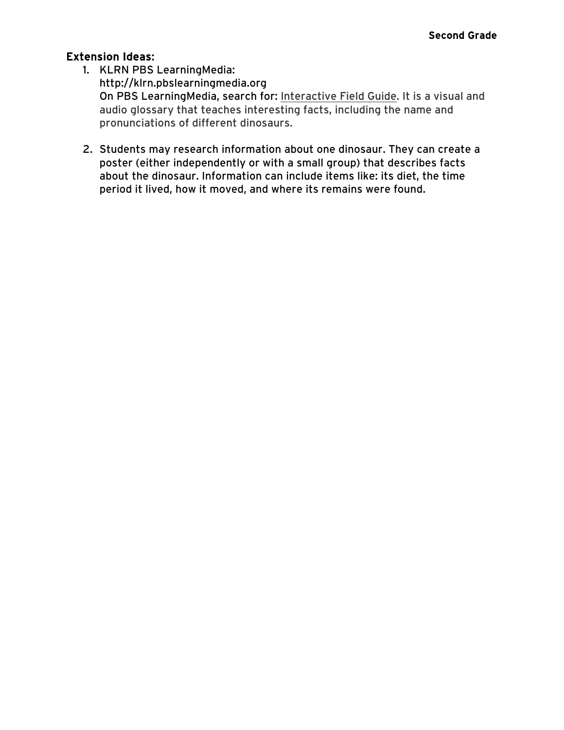**Extension Ideas:**

1. KLRN PBS LearningMedia:
   http://klrn.pbslearningmedia.org
   On PBS LearningMedia, search for: Interactive Field Guide. It is a visual and audio glossary that teaches interesting facts, including the name and pronunciations of different dinosaurs.

2. Students may research information about one dinosaur. They can create a poster (either independently or with a small group) that describes facts about the dinosaur. Information can include items like: its diet, the time period it lived, how it moved, and where its remains were found.